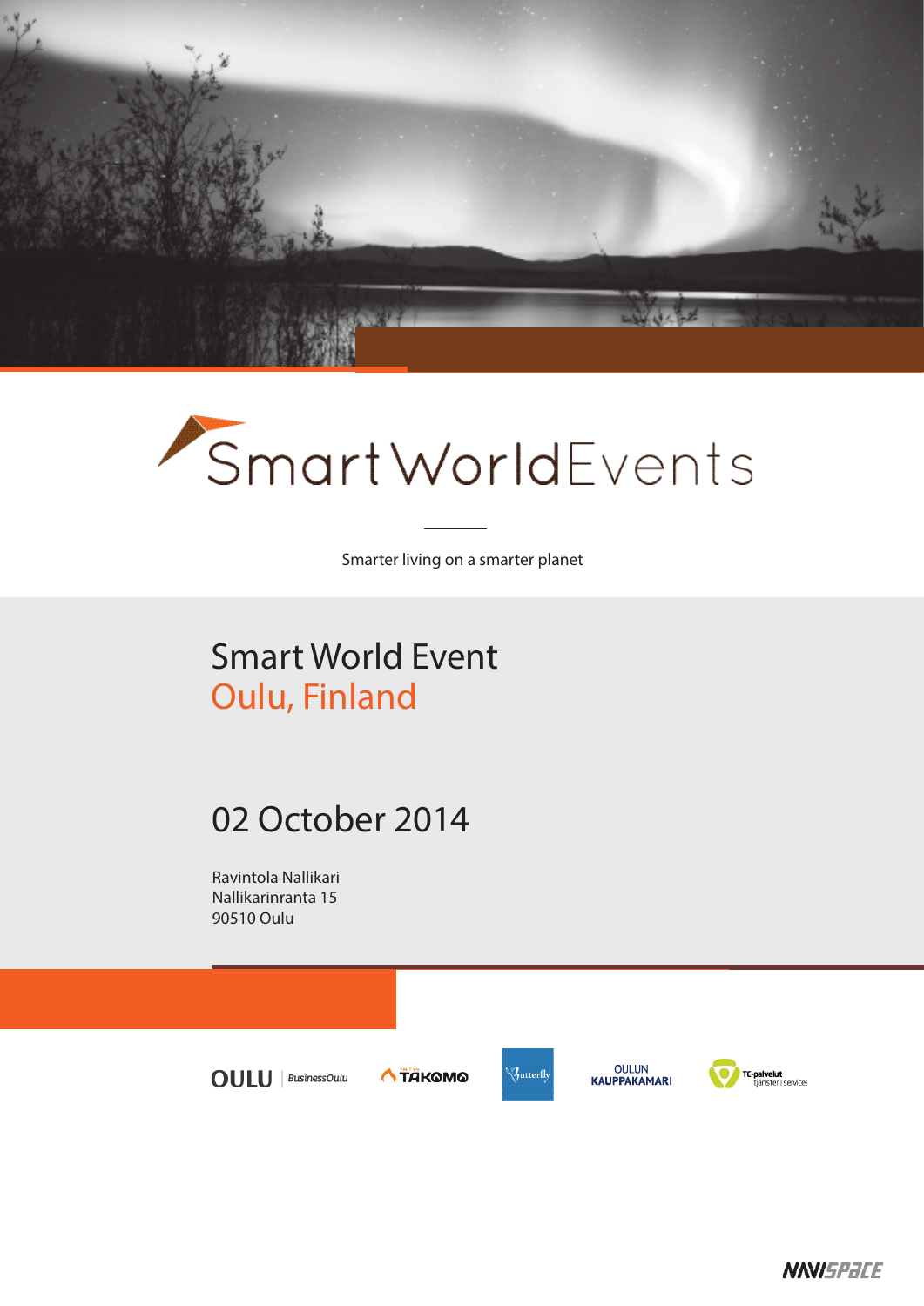# SmartWorldEvents

Smarter living on a smarter planet

## Smart World Event
## Oulu, Finland

## 02 October 2014

Ravintola Nallikari
Nallikarinranta 15
90510 Oulu

OULU | BusinessOulu

TAKOMO

Butterfly

OULUN KAUPPAKAMARI

TE-palvelut tjänster i services

NAVISPACE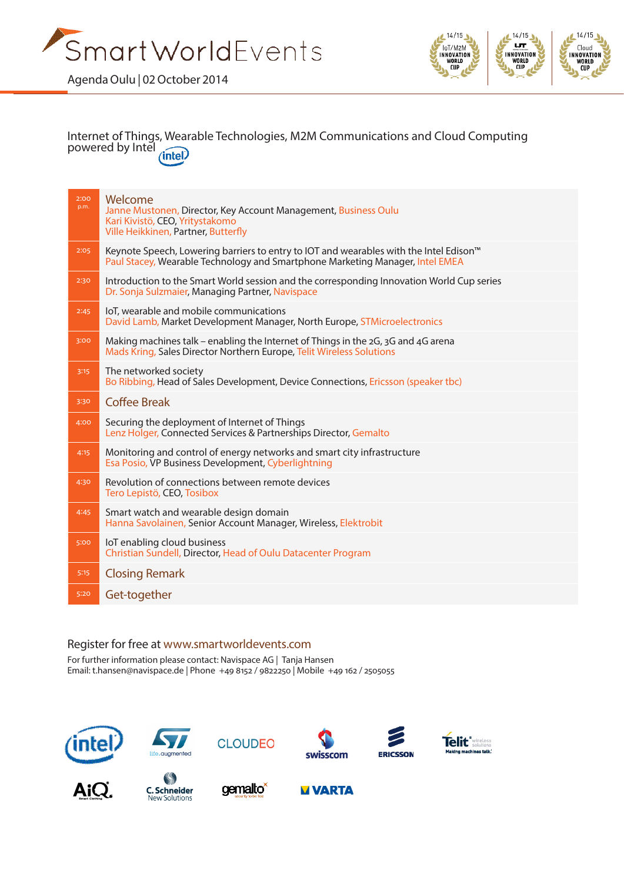# SmartWorldEvents

Agenda Oulu | 02 October 2014

## Internet of Things, Wearable Technologies, M2M Communications and Cloud Computing powered by Intel

| | |
|---|---|
| 2:00 p.m. | **Welcome**<br>Janne Mustonen, Director, Key Account Management, Business Oulu<br>Kari Kivistö, CEO, Yritystakomo<br>Ville Heikkinen, Partner, Butterfly |
| 2:05 | Keynote Speech, Lowering barriers to entry to IOT and wearables with the Intel Edison™<br>Paul Stacey, Wearable Technology and Smartphone Marketing Manager, Intel EMEA |
| 2:30 | Introduction to the Smart World session and the corresponding Innovation World Cup series<br>Dr. Sonja Sulzmaier, Managing Partner, Navispace |
| 2:45 | IoT, wearable and mobile communications<br>David Lamb, Market Development Manager, North Europe, STMicroelectronics |
| 3:00 | Making machines talk – enabling the Internet of Things in the 2G, 3G and 4G arena<br>Mads Kring, Sales Director Northern Europe, Telit Wireless Solutions |
| 3:15 | The networked society<br>Bo Ribbing, Head of Sales Development, Device Connections, Ericsson (speaker tbc) |
| 3:30 | **Coffee Break** |
| 4:00 | Securing the deployment of Internet of Things<br>Lenz Holger, Connected Services & Partnerships Director, Gemalto |
| 4:15 | Monitoring and control of energy networks and smart city infrastructure<br>Esa Posio, VP Business Development, Cyberlightning |
| 4:30 | Revolution of connections between remote devices<br>Tero Lepistö, CEO, Tosibox |
| 4:45 | Smart watch and wearable design domain<br>Hanna Savolainen, Senior Account Manager, Wireless, Elektrobit |
| 5:00 | IoT enabling cloud business<br>Christian Sundell, Director, Head of Oulu Datacenter Program |
| 5:15 | **Closing Remark** |
| 5:20 | **Get-together** |

Register for free at www.smartworldevents.com

For further information please contact: Navispace AG | Tanja Hansen
Email: t.hansen@navispace.de | Phone +49 8152 / 9822250 | Mobile +49 162 / 2505055